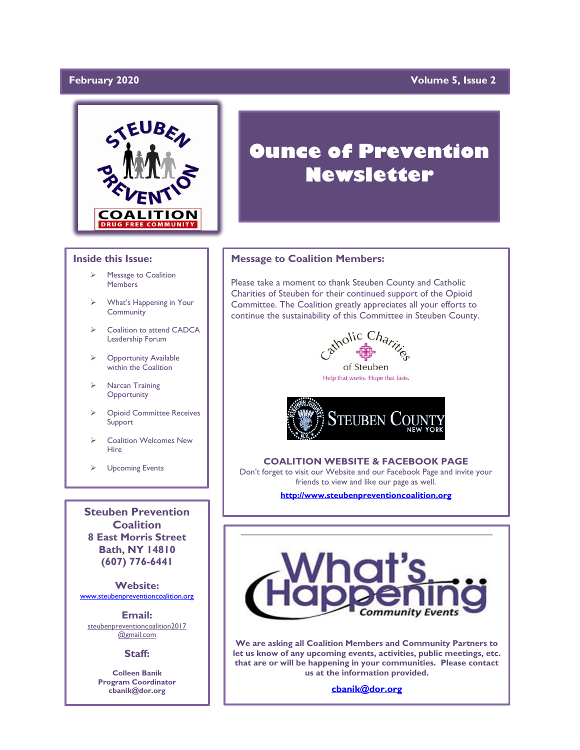February 2020 Volume 5, Issue 2

# Ounce of Prevention Newsletter

## Inside this Issue:

- Message to Coalition Members
- What's Happening in Your Community
- Coalition to attend CADCA Leadership Forum
- Opportunity Available within the Coalition
- Narcan Training Opportunity
- Opioid Committee Receives Support
- Coalition Welcomes New Hire
- Upcoming Events

**Steuben Prevention Coalition**
**8 East Morris Street**
**Bath, NY 14810**
**(607) 776-6441**

**Website:**
www.steubenpreventioncoalition.org

**Email:**
steubenpreventioncoalition2017@gmail.com

**Staff:**

**Colleen Banik**
**Program Coordinator**
**cbanik@dor.org**

## Message to Coalition Members:

Please take a moment to thank Steuben County and Catholic Charities of Steuben for their continued support of the Opioid Committee. The Coalition greatly appreciates all your efforts to continue the sustainability of this Committee in Steuben County.

Catholic Charities of Steuben
Help that works. Hope that lasts.

Steuben County New York

**COALITION WEBSITE & FACEBOOK PAGE**

Don't forget to visit our Website and our Facebook Page and invite your friends to view and like our page as well.

**http://www.steubenpreventioncoalition.org**

## What's Happening Community Events

**We are asking all Coalition Members and Community Partners to let us know of any upcoming events, activities, public meetings, etc. that are or will be happening in your communities. Please contact us at the information provided.**

**cbanik@dor.org**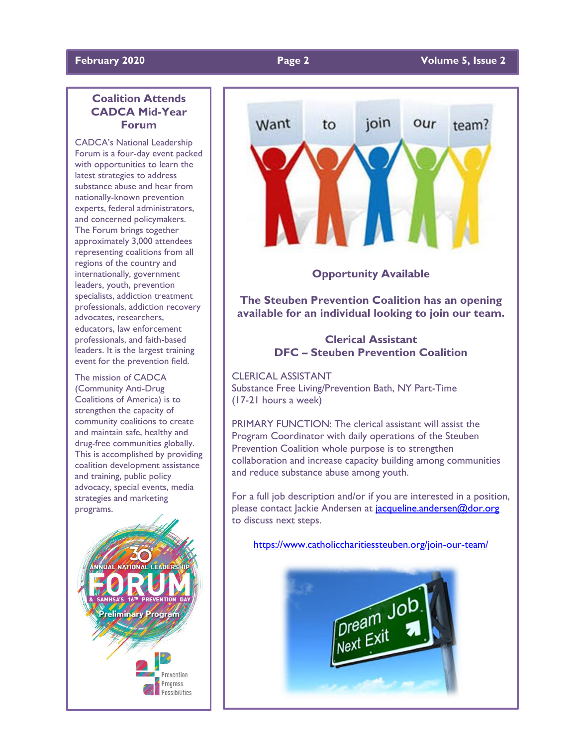## Coalition Attends CADCA Mid-Year Forum

CADCA's National Leadership Forum is a four-day event packed with opportunities to learn the latest strategies to address substance abuse and hear from nationally-known prevention experts, federal administrators, and concerned policymakers. The Forum brings together approximately 3,000 attendees representing coalitions from all regions of the country and internationally, government leaders, youth, prevention specialists, addiction treatment professionals, addiction recovery advocates, researchers, educators, law enforcement professionals, and faith-based leaders. It is the largest training event for the prevention field.

The mission of CADCA (Community Anti-Drug Coalitions of America) is to strengthen the capacity of community coalitions to create and maintain safe, healthy and drug-free communities globally. This is accomplished by providing coalition development assistance and training, public policy advocacy, special events, media strategies and marketing programs.

### Opportunity Available

**The Steuben Prevention Coalition has an opening available for an individual looking to join our team.**

**Clerical Assistant**
**DFC – Steuben Prevention Coalition**

CLERICAL ASSISTANT
Substance Free Living/Prevention Bath, NY Part-Time
(17-21 hours a week)

PRIMARY FUNCTION: The clerical assistant will assist the Program Coordinator with daily operations of the Steuben Prevention Coalition whole purpose is to strengthen collaboration and increase capacity building among communities and reduce substance abuse among youth.

For a full job description and/or if you are interested in a position, please contact Jackie Andersen at jacqueline.andersen@dor.org to discuss next steps.

https://www.catholiccharitiessteuben.org/join-our-team/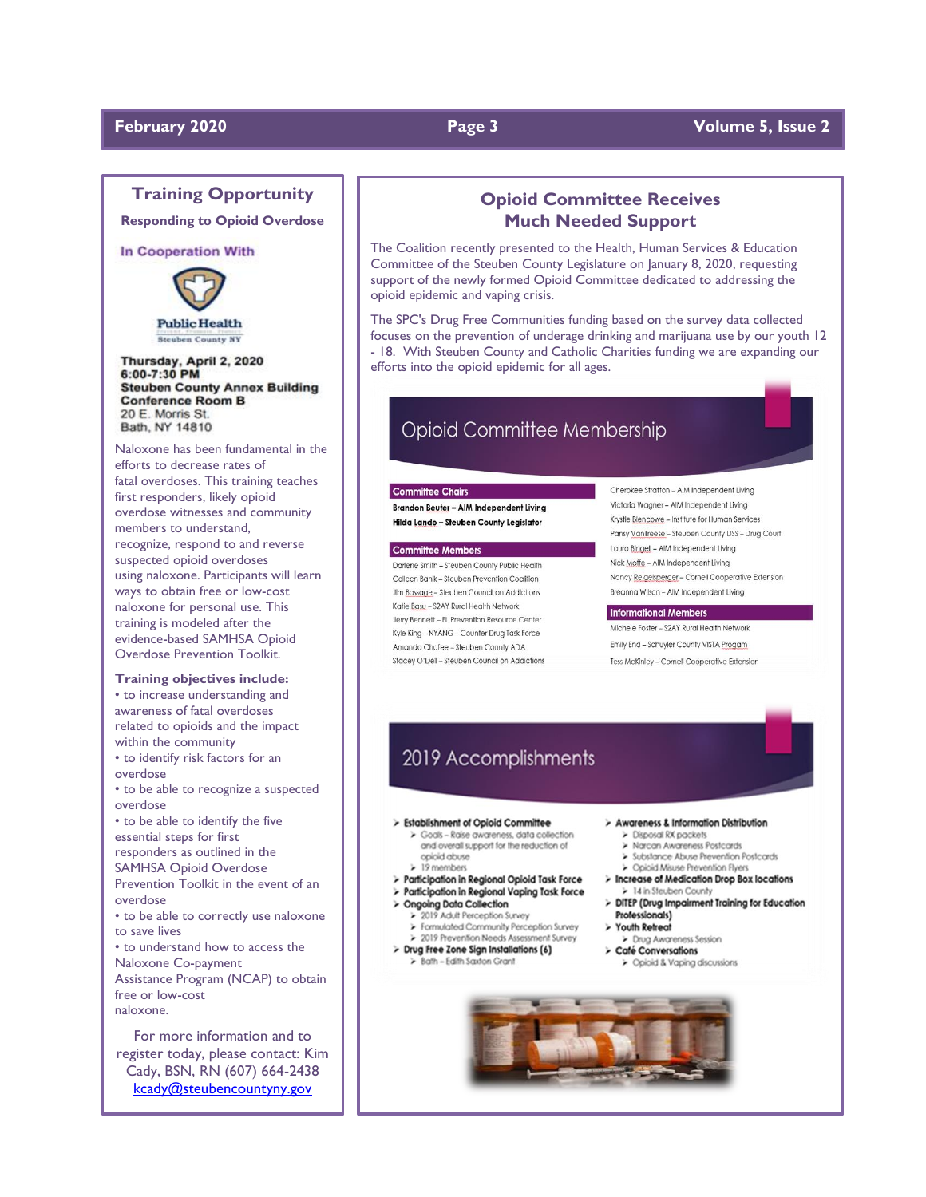## Training Opportunity

### Responding to Opioid Overdose

In Cooperation With

Public Health
Steuben County NY

**Thursday, April 2, 2020**
**6:00-7:30 PM**
**Steuben County Annex Building**
**Conference Room B**
20 E. Morris St.
Bath, NY 14810

Naloxone has been fundamental in the efforts to decrease rates of fatal overdoses. This training teaches first responders, likely opioid overdose witnesses and community members to understand, recognize, respond to and reverse suspected opioid overdoses using naloxone. Participants will learn ways to obtain free or low-cost naloxone for personal use. This training is modeled after the evidence-based SAMHSA Opioid Overdose Prevention Toolkit.

**Training objectives include:**

- to increase understanding and awareness of fatal overdoses related to opioids and the impact within the community
- to identify risk factors for an overdose
- to be able to recognize a suspected overdose
- to be able to identify the five essential steps for first responders as outlined in the SAMHSA Opioid Overdose Prevention Toolkit in the event of an overdose
- to be able to correctly use naloxone to save lives
- to understand how to access the Naloxone Co-payment Assistance Program (NCAP) to obtain free or low-cost naloxone.

For more information and to register today, please contact: Kim Cady, BSN, RN (607) 664-2438 kcady@steubencountyny.gov

## Opioid Committee Receives Much Needed Support

The Coalition recently presented to the Health, Human Services & Education Committee of the Steuben County Legislature on January 8, 2020, requesting support of the newly formed Opioid Committee dedicated to addressing the opioid epidemic and vaping crisis.

The SPC's Drug Free Communities funding based on the survey data collected focuses on the prevention of underage drinking and marijuana use by our youth 12 - 18. With Steuben County and Catholic Charities funding we are expanding our efforts into the opioid epidemic for all ages.

### Opioid Committee Membership

**Committee Chairs**

- **Brandon Beuter – AIM Independent Living**
- **Hilda Lando – Steuben County Legislator**

**Committee Members**

- Darlene Smith – Steuben County Public Health
- Colleen Banik – Steuben Prevention Coalition
- Jim Bassage – Steuben Council on Addictions
- Katie Basu – S2AY Rural Health Network
- Jerry Bennett – FL Prevention Resource Center
- Kyle King – NYANG – Counter Drug Task Force
- Amanda Chafee – Steuben County ADA
- Stacey O'Dell – Steuben Council on Addictions
- Cherokee Stratton – AIM Independent Living
- Victoria Wagner – AIM Independent Living
- Krystle Blencowe – Institute for Human Services
- Pansy VanTreese – Steuben County DSS – Drug Court
- Laura Bingell – AIM Independent Living
- Nick Moffe – AIM Independent Living
- Nancy Reigelsperger – Cornell Cooperative Extension
- Breanna Wilson – AIM Independent Living

**Informational Members**

- Michele Foster – S2AY Rural Health Network
- Emily End – Schuyler County VISTA Progam
- Tess McKinley – Cornell Cooperative Extension

### 2019 Accomplishments

- **Establishment of Opioid Committee**
  - Goals – Raise awareness, data collection and overall support for the reduction of opioid abuse
  - 19 members
- **Participation in Regional Opioid Task Force**
- **Participation in Regional Vaping Task Force**
- **Ongoing Data Collection**
  - 2019 Adult Perception Survey
  - Formulated Community Perception Survey
  - 2019 Prevention Needs Assessment Survey
- **Drug Free Zone Sign Installations (6)**
  - Bath – Edith Saxton Grant
- **Awareness & Information Distribution**
  - Disposal RX packets
  - Narcan Awareness Postcards
  - Substance Abuse Prevention Postcards
  - Opioid Misuse Prevention Flyers
- **Increase of Medication Drop Box locations**
  - 14 in Steuben County
- **DITEP (Drug Impairment Training for Education Professionals)**
- **Youth Retreat**
  - Drug Awareness Session
- **Café Conversations**
  - Opioid & Vaping discussions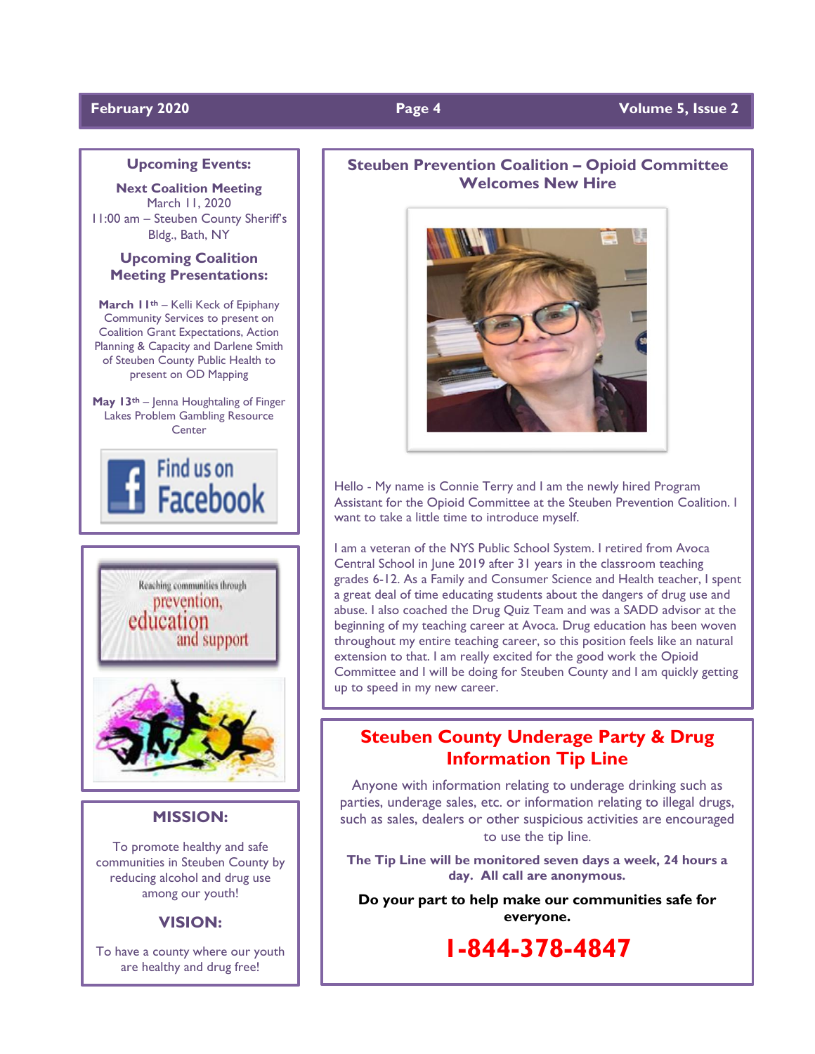### Upcoming Events:

**Next Coalition Meeting**
March 11, 2020
11:00 am – Steuben County Sheriff's Bldg., Bath, NY

### Upcoming Coalition Meeting Presentations:

**March 11th** – Kelli Keck of Epiphany Community Services to present on Coalition Grant Expectations, Action Planning & Capacity and Darlene Smith of Steuben County Public Health to present on OD Mapping

**May 13th** – Jenna Houghtaling of Finger Lakes Problem Gambling Resource Center

Find us on Facebook

Reaching communities through prevention, education and support

### MISSION:

To promote healthy and safe communities in Steuben County by reducing alcohol and drug use among our youth!

### VISION:

To have a county where our youth are healthy and drug free!

## Steuben Prevention Coalition – Opioid Committee Welcomes New Hire

Hello - My name is Connie Terry and I am the newly hired Program Assistant for the Opioid Committee at the Steuben Prevention Coalition. I want to take a little time to introduce myself.

I am a veteran of the NYS Public School System. I retired from Avoca Central School in June 2019 after 31 years in the classroom teaching grades 6-12. As a Family and Consumer Science and Health teacher, I spent a great deal of time educating students about the dangers of drug use and abuse. I also coached the Drug Quiz Team and was a SADD advisor at the beginning of my teaching career at Avoca. Drug education has been woven throughout my entire teaching career, so this position feels like an natural extension to that. I am really excited for the good work the Opioid Committee and I will be doing for Steuben County and I am quickly getting up to speed in my new career.

## Steuben County Underage Party & Drug Information Tip Line

Anyone with information relating to underage drinking such as parties, underage sales, etc. or information relating to illegal drugs, such as sales, dealers or other suspicious activities are encouraged to use the tip line.

**The Tip Line will be monitored seven days a week, 24 hours a day. All call are anonymous.**

**Do your part to help make our communities safe for everyone.**

**1-844-378-4847**